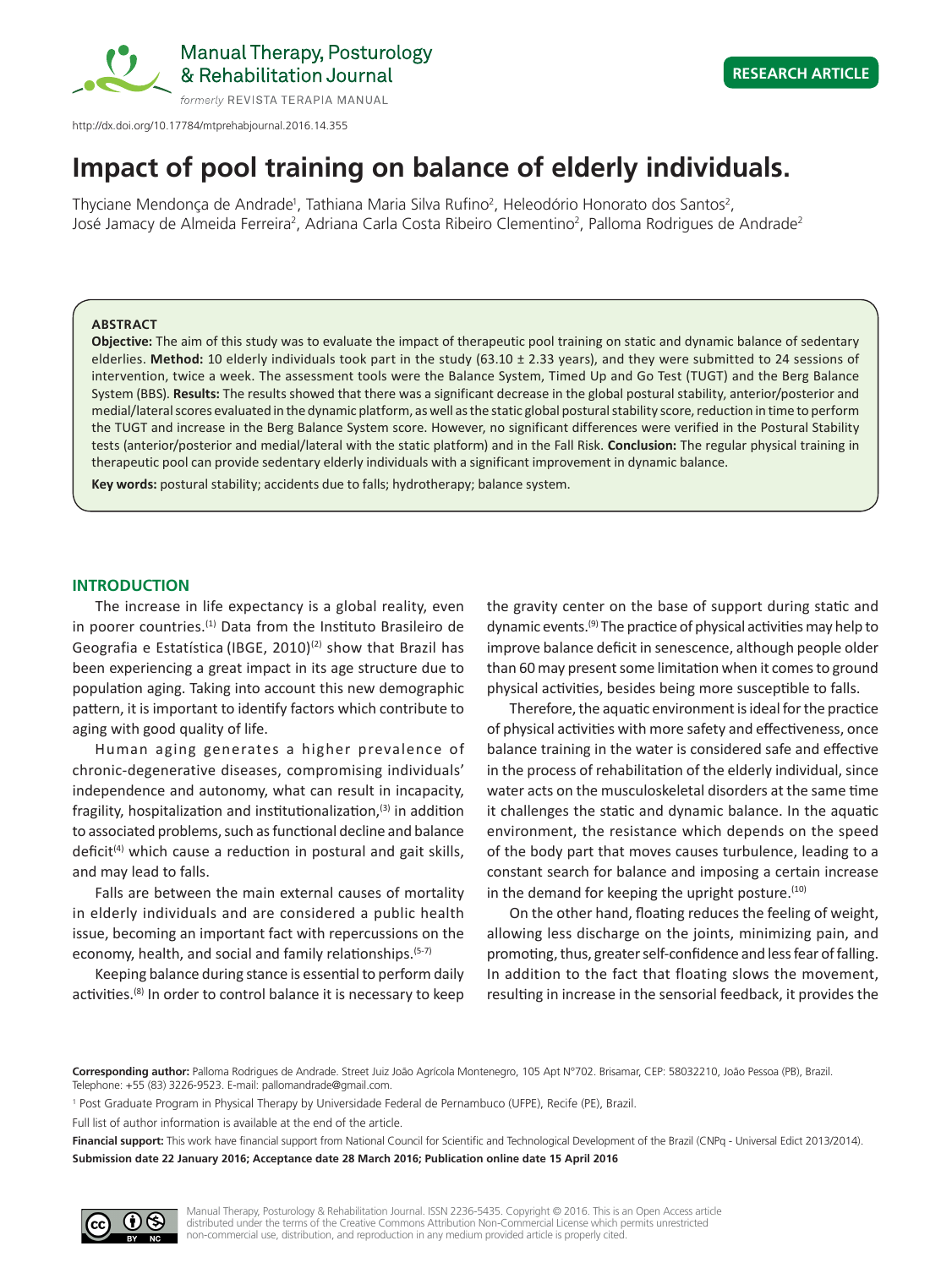http://dx.doi.org/10.17784/mtprehabjournal.2016.14.355

RESEARCH ARTICLE

# Impact of pool training on balance of elderly individuals.

Thyciane Mendonça de Andrade[1], Tathiana Maria Silva Rufino[2], Heleodório Honorato dos Santos[2], José Jamacy de Almeida Ferreira[2], Adriana Carla Costa Ribeiro Clementino[2], Palloma Rodrigues de Andrade[2]

## ABSTRACT

**Objective:** The aim of this study was to evaluate the impact of therapeutic pool training on static and dynamic balance of sedentary elderlies. **Method:** 10 elderly individuals took part in the study (63.10 ± 2.33 years), and they were submitted to 24 sessions of intervention, twice a week. The assessment tools were the Balance System, Timed Up and Go Test (TUGT) and the Berg Balance System (BBS). **Results:** The results showed that there was a significant decrease in the global postural stability, anterior/posterior and medial/lateral scores evaluated in the dynamic platform, as well as the static global postural stability score, reduction in time to perform the TUGT and increase in the Berg Balance System score. However, no significant differences were verified in the Postural Stability tests (anterior/posterior and medial/lateral with the static platform) and in the Fall Risk. **Conclusion:** The regular physical training in therapeutic pool can provide sedentary elderly individuals with a significant improvement in dynamic balance.

**Key words:** postural stability; accidents due to falls; hydrotherapy; balance system.

## INTRODUCTION

The increase in life expectancy is a global reality, even in poorer countries.[(1)] Data from the Instituto Brasileiro de Geografia e Estatística (IBGE, 2010)[(2)] show that Brazil has been experiencing a great impact in its age structure due to population aging. Taking into account this new demographic pattern, it is important to identify factors which contribute to aging with good quality of life.

Human aging generates a higher prevalence of chronic-degenerative diseases, compromising individuals' independence and autonomy, what can result in incapacity, fragility, hospitalization and institutionalization,[(3)] in addition to associated problems, such as functional decline and balance deficit[(4)] which cause a reduction in postural and gait skills, and may lead to falls.

Falls are between the main external causes of mortality in elderly individuals and are considered a public health issue, becoming an important fact with repercussions on the economy, health, and social and family relationships.[(5-7)]

Keeping balance during stance is essential to perform daily activities.[(8)] In order to control balance it is necessary to keep the gravity center on the base of support during static and dynamic events.[(9)] The practice of physical activities may help to improve balance deficit in senescence, although people older than 60 may present some limitation when it comes to ground physical activities, besides being more susceptible to falls.

Therefore, the aquatic environment is ideal for the practice of physical activities with more safety and effectiveness, once balance training in the water is considered safe and effective in the process of rehabilitation of the elderly individual, since water acts on the musculoskeletal disorders at the same time it challenges the static and dynamic balance. In the aquatic environment, the resistance which depends on the speed of the body part that moves causes turbulence, leading to a constant search for balance and imposing a certain increase in the demand for keeping the upright posture.[(10)]

On the other hand, floating reduces the feeling of weight, allowing less discharge on the joints, minimizing pain, and promoting, thus, greater self-confidence and less fear of falling. In addition to the fact that floating slows the movement, resulting in increase in the sensorial feedback, it provides the

**Corresponding author:** Palloma Rodrigues de Andrade. Street Juiz João Agrícola Montenegro, 105 Apt N°702. Brisamar, CEP: 58032210, João Pessoa (PB), Brazil. Telephone: +55 (83) 3226-9523. E-mail: pallomandrade@gmail.com.

[1] Post Graduate Program in Physical Therapy by Universidade Federal de Pernambuco (UFPE), Recife (PE), Brazil.

Full list of author information is available at the end of the article.

**Financial support:** This work have financial support from National Council for Scientific and Technological Development of the Brazil (CNPq - Universal Edict 2013/2014).

**Submission date 22 January 2016; Acceptance date 28 March 2016; Publication online date 15 April 2016**

Manual Therapy, Posturology & Rehabilitation Journal. ISSN 2236-5435. Copyright © 2016. This is an Open Access article distributed under the terms of the Creative Commons Attribution Non-Commercial License which permits unrestricted non-commercial use, distribution, and reproduction in any medium provided article is properly cited.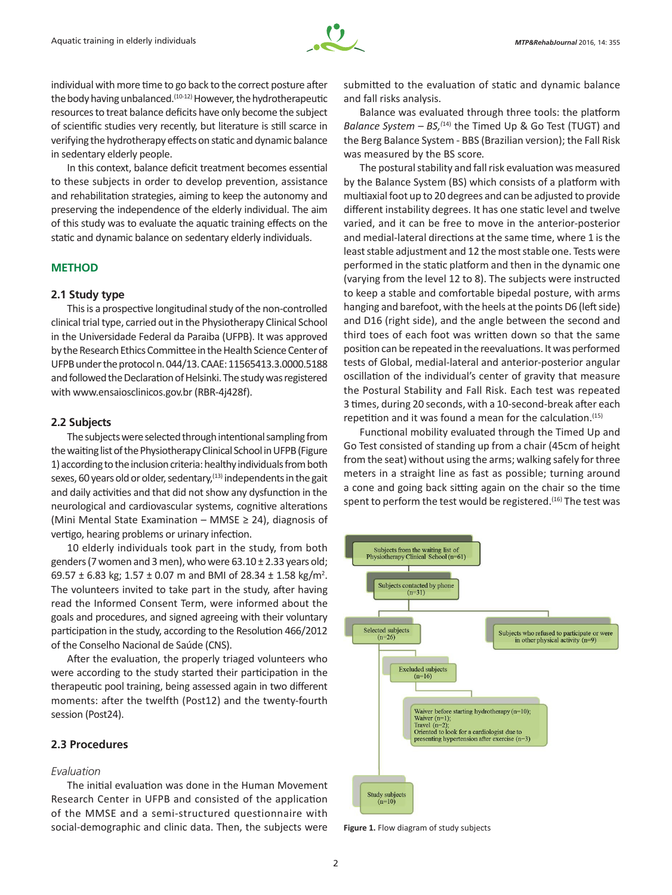individual with more time to go back to the correct posture after the body having unbalanced.[10-12] However, the hydrotherapeutic resources to treat balance deficits have only become the subject of scientific studies very recently, but literature is still scarce in verifying the hydrotherapy effects on static and dynamic balance in sedentary elderly people.

In this context, balance deficit treatment becomes essential to these subjects in order to develop prevention, assistance and rehabilitation strategies, aiming to keep the autonomy and preserving the independence of the elderly individual. The aim of this study was to evaluate the aquatic training effects on the static and dynamic balance on sedentary elderly individuals.

## METHOD

### 2.1 Study type

This is a prospective longitudinal study of the non-controlled clinical trial type, carried out in the Physiotherapy Clinical School in the Universidade Federal da Paraiba (UFPB). It was approved by the Research Ethics Committee in the Health Science Center of UFPB under the protocol n. 044/13. CAAE: 11565413.3.0000.5188 and followed the Declaration of Helsinki. The study was registered with www.ensaiosclinicos.gov.br (RBR-4j428f).

### 2.2 Subjects

The subjects were selected through intentional sampling from the waiting list of the Physiotherapy Clinical School in UFPB (Figure 1) according to the inclusion criteria: healthy individuals from both sexes, 60 years old or older, sedentary,[13] independents in the gait and daily activities and that did not show any dysfunction in the neurological and cardiovascular systems, cognitive alterations (Mini Mental State Examination – MMSE ≥ 24), diagnosis of vertigo, hearing problems or urinary infection.

10 elderly individuals took part in the study, from both genders (7 women and 3 men), who were 63.10 ± 2.33 years old; 69.57 ± 6.83 kg; 1.57 ± 0.07 m and BMI of 28.34 ± 1.58 kg/m$^2$. The volunteers invited to take part in the study, after having read the Informed Consent Term, were informed about the goals and procedures, and signed agreeing with their voluntary participation in the study, according to the Resolution 466/2012 of the Conselho Nacional de Saúde (CNS).

After the evaluation, the properly triaged volunteers who were according to the study started their participation in the therapeutic pool training, being assessed again in two different moments: after the twelfth (Post12) and the twenty-fourth session (Post24).

### 2.3 Procedures

*Evaluation*

The initial evaluation was done in the Human Movement Research Center in UFPB and consisted of the application of the MMSE and a semi-structured questionnaire with social-demographic and clinic data. Then, the subjects were submitted to the evaluation of static and dynamic balance and fall risks analysis.

Balance was evaluated through three tools: the platform *Balance System – BS*,[14] the Timed Up & Go Test (TUGT) and the Berg Balance System - BBS (Brazilian version); the Fall Risk was measured by the BS score.

The postural stability and fall risk evaluation was measured by the Balance System (BS) which consists of a platform with multiaxial foot up to 20 degrees and can be adjusted to provide different instability degrees. It has one static level and twelve varied, and it can be free to move in the anterior-posterior and medial-lateral directions at the same time, where 1 is the least stable adjustment and 12 the most stable one. Tests were performed in the static platform and then in the dynamic one (varying from the level 12 to 8). The subjects were instructed to keep a stable and comfortable bipedal posture, with arms hanging and barefoot, with the heels at the points D6 (left side) and D16 (right side), and the angle between the second and third toes of each foot was written down so that the same position can be repeated in the reevaluations. It was performed tests of Global, medial-lateral and anterior-posterior angular oscillation of the individual's center of gravity that measure the Postural Stability and Fall Risk. Each test was repeated 3 times, during 20 seconds, with a 10-second-break after each repetition and it was found a mean for the calculation.[15]

Functional mobility evaluated through the Timed Up and Go Test consisted of standing up from a chair (45cm of height from the seat) without using the arms; walking safely for three meters in a straight line as fast as possible; turning around a cone and going back sitting again on the chair so the time spent to perform the test would be registered.[16] The test was

- Subjects from the waiting list of Physiotherapy Clinical School (n=61)
  - Subjects contacted by phone (n=31)
    - Selected subjects (n=26)
      - Excluded subjects (n=16)
        - Waiver before starting hydrotherapy (n=10); Waiver (n=1); Travel (n=2); Oriented to look for a cardiologist due to presenting hypertension after exercise (n=3)
      - Study subjects (n=10)
    - Subjects who refused to participate or were in other physical activity (n=9)

**Figure 1.** Flow diagram of study subjects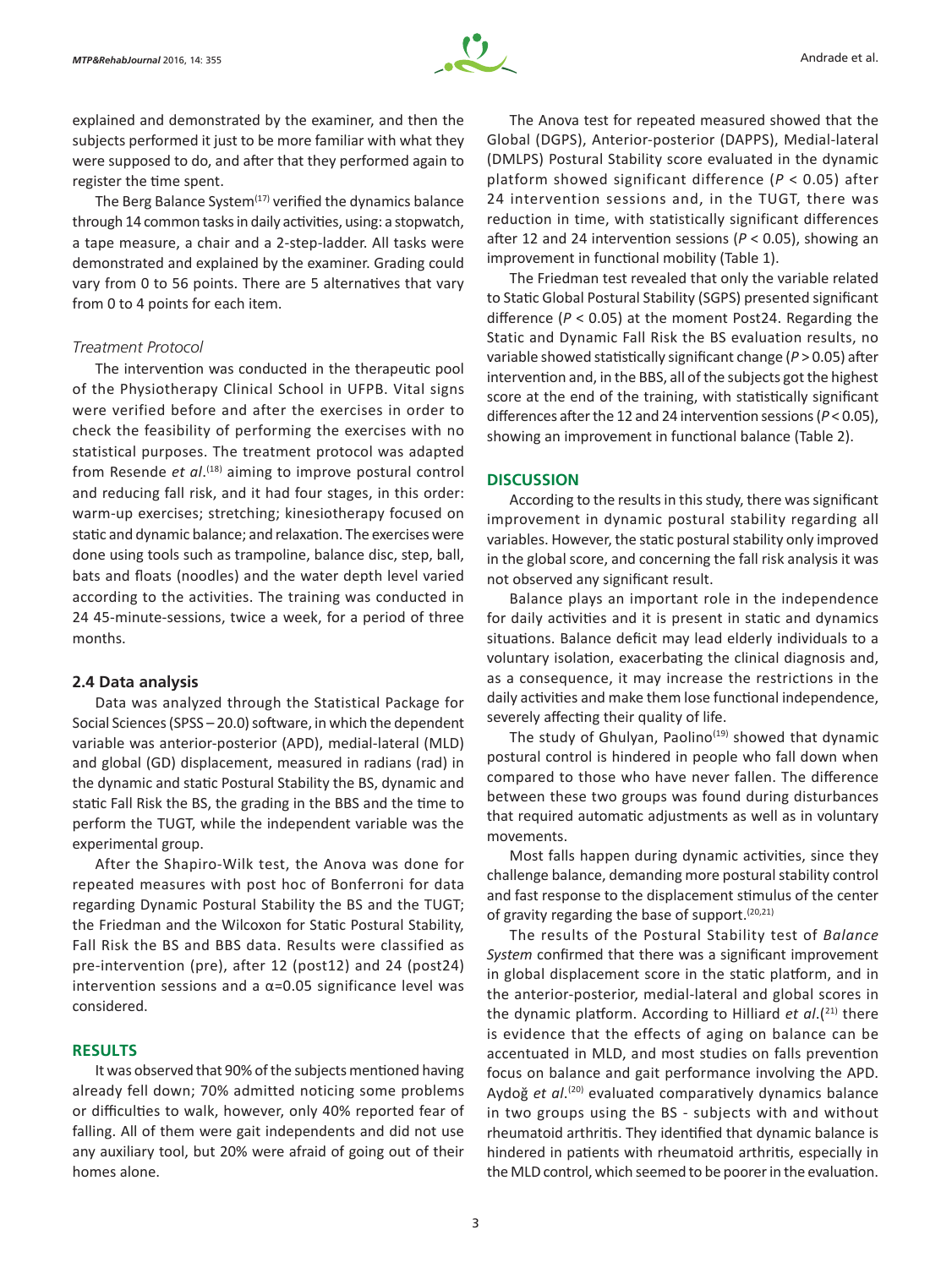explained and demonstrated by the examiner, and then the subjects performed it just to be more familiar with what they were supposed to do, and after that they performed again to register the time spent.

The Berg Balance System[17] verified the dynamics balance through 14 common tasks in daily activities, using: a stopwatch, a tape measure, a chair and a 2-step-ladder. All tasks were demonstrated and explained by the examiner. Grading could vary from 0 to 56 points. There are 5 alternatives that vary from 0 to 4 points for each item.

### *Treatment Protocol*

The intervention was conducted in the therapeutic pool of the Physiotherapy Clinical School in UFPB. Vital signs were verified before and after the exercises in order to check the feasibility of performing the exercises with no statistical purposes. The treatment protocol was adapted from Resende *et al*.[18] aiming to improve postural control and reducing fall risk, and it had four stages, in this order: warm-up exercises; stretching; kinesiotherapy focused on static and dynamic balance; and relaxation. The exercises were done using tools such as trampoline, balance disc, step, ball, bats and floats (noodles) and the water depth level varied according to the activities. The training was conducted in 24 45-minute-sessions, twice a week, for a period of three months.

### 2.4 Data analysis

Data was analyzed through the Statistical Package for Social Sciences (SPSS – 20.0) software, in which the dependent variable was anterior-posterior (APD), medial-lateral (MLD) and global (GD) displacement, measured in radians (rad) in the dynamic and static Postural Stability the BS, dynamic and static Fall Risk the BS, the grading in the BBS and the time to perform the TUGT, while the independent variable was the experimental group.

After the Shapiro-Wilk test, the Anova was done for repeated measures with post hoc of Bonferroni for data regarding Dynamic Postural Stability the BS and the TUGT; the Friedman and the Wilcoxon for Static Postural Stability, Fall Risk the BS and BBS data. Results were classified as pre-intervention (pre), after 12 (post12) and 24 (post24) intervention sessions and a $\alpha$=0.05 significance level was considered.

## RESULTS

It was observed that 90% of the subjects mentioned having already fell down; 70% admitted noticing some problems or difficulties to walk, however, only 40% reported fear of falling. All of them were gait independents and did not use any auxiliary tool, but 20% were afraid of going out of their homes alone.

The Anova test for repeated measured showed that the Global (DGPS), Anterior-posterior (DAPPS), Medial-lateral (DMLPS) Postural Stability score evaluated in the dynamic platform showed significant difference ($P < 0.05$) after 24 intervention sessions and, in the TUGT, there was reduction in time, with statistically significant differences after 12 and 24 intervention sessions ($P < 0.05$), showing an improvement in functional mobility (Table 1).

The Friedman test revealed that only the variable related to Static Global Postural Stability (SGPS) presented significant difference ($P < 0.05$) at the moment Post24. Regarding the Static and Dynamic Fall Risk the BS evaluation results, no variable showed statistically significant change ($P > 0.05$) after intervention and, in the BBS, all of the subjects got the highest score at the end of the training, with statistically significant differences after the 12 and 24 intervention sessions ($P < 0.05$), showing an improvement in functional balance (Table 2).

## DISCUSSION

According to the results in this study, there was significant improvement in dynamic postural stability regarding all variables. However, the static postural stability only improved in the global score, and concerning the fall risk analysis it was not observed any significant result.

Balance plays an important role in the independence for daily activities and it is present in static and dynamics situations. Balance deficit may lead elderly individuals to a voluntary isolation, exacerbating the clinical diagnosis and, as a consequence, it may increase the restrictions in the daily activities and make them lose functional independence, severely affecting their quality of life.

The study of Ghulyan, Paolino[19] showed that dynamic postural control is hindered in people who fall down when compared to those who have never fallen. The difference between these two groups was found during disturbances that required automatic adjustments as well as in voluntary movements.

Most falls happen during dynamic activities, since they challenge balance, demanding more postural stability control and fast response to the displacement stimulus of the center of gravity regarding the base of support.[20,21]

The results of the Postural Stability test of *Balance System* confirmed that there was a significant improvement in global displacement score in the static platform, and in the anterior-posterior, medial-lateral and global scores in the dynamic platform. According to Hilliard *et al*.([21]) there is evidence that the effects of aging on balance can be accentuated in MLD, and most studies on falls prevention focus on balance and gait performance involving the APD. Aydoğ *et al*.[20] evaluated comparatively dynamics balance in two groups using the BS - subjects with and without rheumatoid arthritis. They identified that dynamic balance is hindered in patients with rheumatoid arthritis, especially in the MLD control, which seemed to be poorer in the evaluation.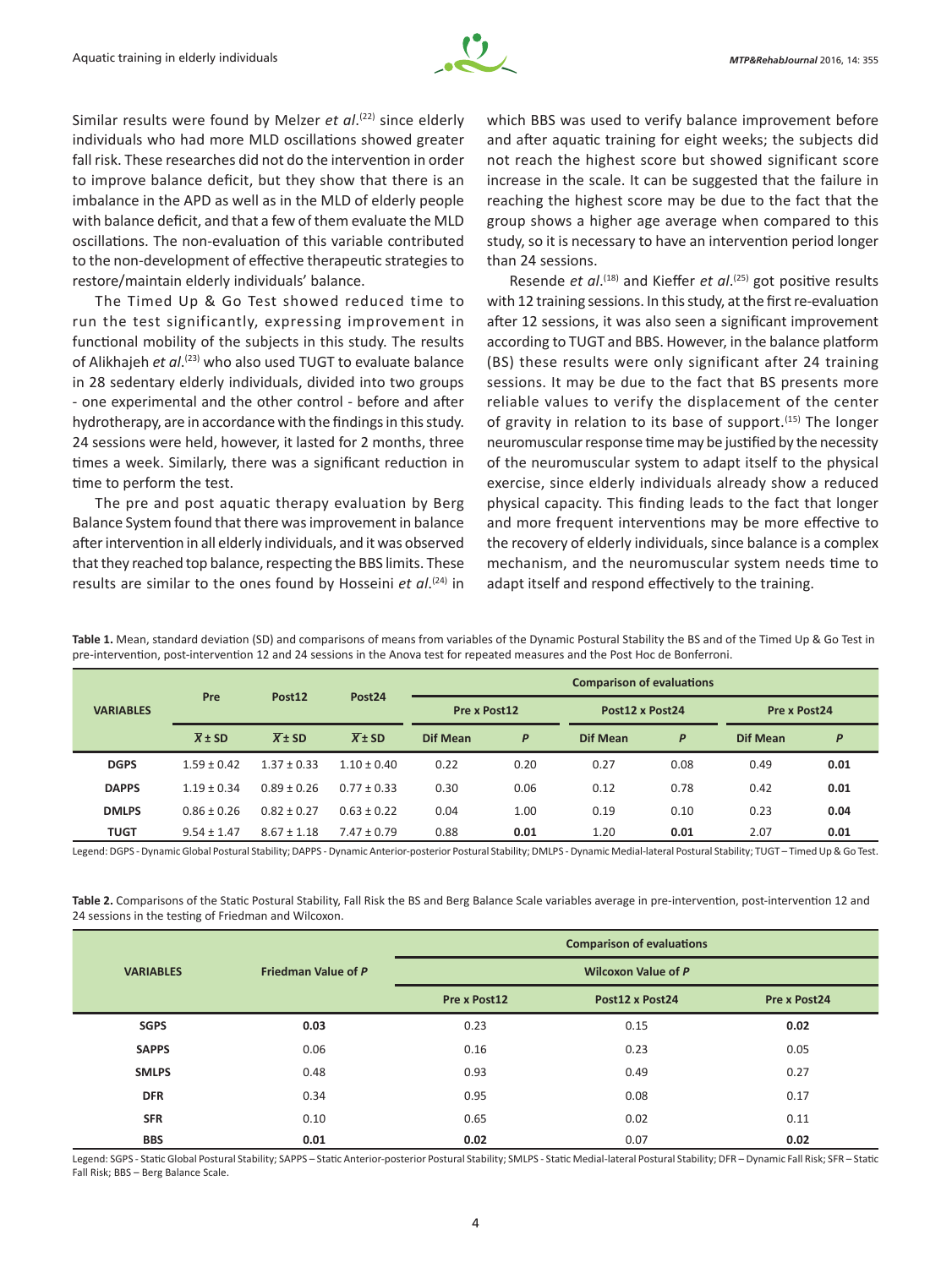Similar results were found by Melzer *et al*.[22] since elderly individuals who had more MLD oscillations showed greater fall risk. These researches did not do the intervention in order to improve balance deficit, but they show that there is an imbalance in the APD as well as in the MLD of elderly people with balance deficit, and that a few of them evaluate the MLD oscillations. The non-evaluation of this variable contributed to the non-development of effective therapeutic strategies to restore/maintain elderly individuals' balance.

The Timed Up & Go Test showed reduced time to run the test significantly, expressing improvement in functional mobility of the subjects in this study. The results of Alikhajeh *et al*.[23] who also used TUGT to evaluate balance in 28 sedentary elderly individuals, divided into two groups - one experimental and the other control - before and after hydrotherapy, are in accordance with the findings in this study. 24 sessions were held, however, it lasted for 2 months, three times a week. Similarly, there was a significant reduction in time to perform the test.

The pre and post aquatic therapy evaluation by Berg Balance System found that there was improvement in balance after intervention in all elderly individuals, and it was observed that they reached top balance, respecting the BBS limits. These results are similar to the ones found by Hosseini *et al*.[24] in which BBS was used to verify balance improvement before and after aquatic training for eight weeks; the subjects did not reach the highest score but showed significant score increase in the scale. It can be suggested that the failure in reaching the highest score may be due to the fact that the group shows a higher age average when compared to this study, so it is necessary to have an intervention period longer than 24 sessions.

Resende *et al*.[18] and Kieffer *et al*.[25] got positive results with 12 training sessions. In this study, at the first re-evaluation after 12 sessions, it was also seen a significant improvement according to TUGT and BBS. However, in the balance platform (BS) these results were only significant after 24 training sessions. It may be due to the fact that BS presents more reliable values to verify the displacement of the center of gravity in relation to its base of support.[15] The longer neuromuscular response time may be justified by the necessity of the neuromuscular system to adapt itself to the physical exercise, since elderly individuals already show a reduced physical capacity. This finding leads to the fact that longer and more frequent interventions may be more effective to the recovery of elderly individuals, since balance is a complex mechanism, and the neuromuscular system needs time to adapt itself and respond effectively to the training.

**Table 1.** Mean, standard deviation (SD) and comparisons of means from variables of the Dynamic Postural Stability the BS and of the Timed Up & Go Test in pre-intervention, post-intervention 12 and 24 sessions in the Anova test for repeated measures and the Post Hoc de Bonferroni.

| VARIABLES | Pre | Post12 | Post24 | Comparison of evaluations | | | | | |
|---|---|---|---|---|---|---|---|---|---|
| | | | | Pre x Post12 | | Post12 x Post24 | | Pre x Post24 | |
| | $\overline{X} \pm$ SD | $\overline{X} \pm$ SD | $\overline{X} \pm$ SD | Dif Mean | *P* | Dif Mean | *P* | Dif Mean | *P* |
| **DGPS** | 1.59 ± 0.42 | 1.37 ± 0.33 | 1.10 ± 0.40 | 0.22 | 0.20 | 0.27 | 0.08 | 0.49 | **0.01** |
| **DAPPS** | 1.19 ± 0.34 | 0.89 ± 0.26 | 0.77 ± 0.33 | 0.30 | 0.06 | 0.12 | 0.78 | 0.42 | **0.01** |
| **DMLPS** | 0.86 ± 0.26 | 0.82 ± 0.27 | 0.63 ± 0.22 | 0.04 | 1.00 | 0.19 | 0.10 | 0.23 | **0.04** |
| **TUGT** | 9.54 ± 1.47 | 8.67 ± 1.18 | 7.47 ± 0.79 | 0.88 | **0.01** | 1.20 | **0.01** | 2.07 | **0.01** |

Legend: DGPS - Dynamic Global Postural Stability; DAPPS - Dynamic Anterior-posterior Postural Stability; DMLPS - Dynamic Medial-lateral Postural Stability; TUGT – Timed Up & Go Test.

**Table 2.** Comparisons of the Static Postural Stability, Fall Risk the BS and Berg Balance Scale variables average in pre-intervention, post-intervention 12 and 24 sessions in the testing of Friedman and Wilcoxon.

| VARIABLES | Friedman Value of *P* | Comparison of evaluations | | |
|---|---|---|---|---|
| | | Wilcoxon Value of *P* | | |
| | | Pre x Post12 | Post12 x Post24 | Pre x Post24 |
| **SGPS** | **0.03** | 0.23 | 0.15 | **0.02** |
| **SAPPS** | 0.06 | 0.16 | 0.23 | 0.05 |
| **SMLPS** | 0.48 | 0.93 | 0.49 | 0.27 |
| **DFR** | 0.34 | 0.95 | 0.08 | 0.17 |
| **SFR** | 0.10 | 0.65 | 0.02 | 0.11 |
| **BBS** | **0.01** | **0.02** | 0.07 | **0.02** |

Legend: SGPS - Static Global Postural Stability; SAPPS – Static Anterior-posterior Postural Stability; SMLPS - Static Medial-lateral Postural Stability; DFR – Dynamic Fall Risk; SFR – Static Fall Risk; BBS – Berg Balance Scale.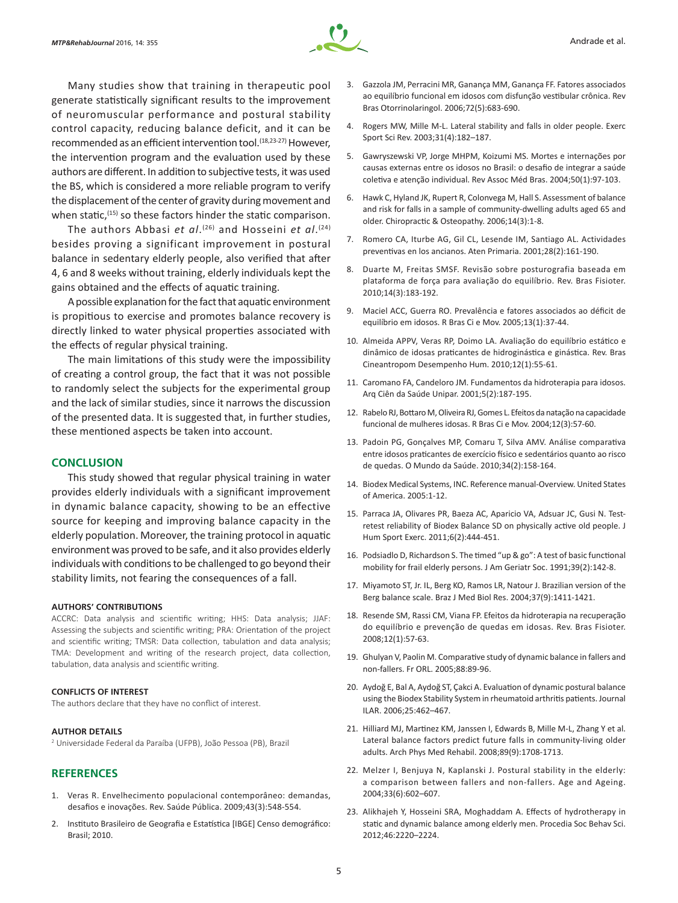Many studies show that training in therapeutic pool generate statistically significant results to the improvement of neuromuscular performance and postural stability control capacity, reducing balance deficit, and it can be recommended as an efficient intervention tool.[18,23-27] However, the intervention program and the evaluation used by these authors are different. In addition to subjective tests, it was used the BS, which is considered a more reliable program to verify the displacement of the center of gravity during movement and when static,[15] so these factors hinder the static comparison.

The authors Abbasi *et al*.[26] and Hosseini *et al*.[24] besides proving a significant improvement in postural balance in sedentary elderly people, also verified that after 4, 6 and 8 weeks without training, elderly individuals kept the gains obtained and the effects of aquatic training.

A possible explanation for the fact that aquatic environment is propitious to exercise and promotes balance recovery is directly linked to water physical properties associated with the effects of regular physical training.

The main limitations of this study were the impossibility of creating a control group, the fact that it was not possible to randomly select the subjects for the experimental group and the lack of similar studies, since it narrows the discussion of the presented data. It is suggested that, in further studies, these mentioned aspects be taken into account.

## CONCLUSION

This study showed that regular physical training in water provides elderly individuals with a significant improvement in dynamic balance capacity, showing to be an effective source for keeping and improving balance capacity in the elderly population. Moreover, the training protocol in aquatic environment was proved to be safe, and it also provides elderly individuals with conditions to be challenged to go beyond their stability limits, not fearing the consequences of a fall.

### AUTHORS' CONTRIBUTIONS

ACCRC: Data analysis and scientific writing; HHS: Data analysis; JJAF: Assessing the subjects and scientific writing; PRA: Orientation of the project and scientific writing; TMSR: Data collection, tabulation and data analysis; TMA: Development and writing of the research project, data collection, tabulation, data analysis and scientific writing.

### CONFLICTS OF INTEREST

The authors declare that they have no conflict of interest.

### AUTHOR DETAILS

[2] Universidade Federal da Paraíba (UFPB), João Pessoa (PB), Brazil

## REFERENCES

1. Veras R. Envelhecimento populacional contemporâneo: demandas, desafios e inovações. Rev. Saúde Pública. 2009;43(3):548-554.
2. Instituto Brasileiro de Geografia e Estatística [IBGE] Censo demográfico: Brasil; 2010.
3. Gazzola JM, Perracini MR, Ganança MM, Ganança FF. Fatores associados ao equilíbrio funcional em idosos com disfunção vestibular crônica. Rev Bras Otorrinolaringol. 2006;72(5):683-690.
4. Rogers MW, Mille M-L. Lateral stability and falls in older people. Exerc Sport Sci Rev. 2003;31(4):182–187.
5. Gawryszewski VP, Jorge MHPM, Koizumi MS. Mortes e internações por causas externas entre os idosos no Brasil: o desafio de integrar a saúde coletiva e atenção individual. Rev Assoc Méd Bras. 2004;50(1):97-103.
6. Hawk C, Hyland JK, Rupert R, Colonvega M, Hall S. Assessment of balance and risk for falls in a sample of community-dwelling adults aged 65 and older. Chiropractic & Osteopathy. 2006;14(3):1-8.
7. Romero CA, Iturbe AG, Gil CL, Lesende IM, Santiago AL. Actividades preventivas en los ancianos. Aten Primaria. 2001;28(2):161-190.
8. Duarte M, Freitas SMSF. Revisão sobre posturografia baseada em plataforma de força para avaliação do equilíbrio. Rev. Bras Fisioter. 2010;14(3):183-192.
9. Maciel ACC, Guerra RO. Prevalência e fatores associados ao déficit de equilíbrio em idosos. R Bras Ci e Mov. 2005;13(1):37-44.
10. Almeida APPV, Veras RP, Doimo LA. Avaliação do equilíbrio estático e dinâmico de idosas praticantes de hidroginástica e ginástica. Rev. Bras Cineantropom Desempenho Hum. 2010;12(1):55-61.
11. Caromano FA, Candeloro JM. Fundamentos da hidroterapia para idosos. Arq Ciên da Saúde Unipar. 2001;5(2):187-195.
12. Rabelo RJ, Bottaro M, Oliveira RJ, Gomes L. Efeitos da natação na capacidade funcional de mulheres idosas. R Bras Ci e Mov. 2004;12(3):57-60.
13. Padoin PG, Gonçalves MP, Comaru T, Silva AMV. Análise comparativa entre idosos praticantes de exercício físico e sedentários quanto ao risco de quedas. O Mundo da Saúde. 2010;34(2):158-164.
14. Biodex Medical Systems, INC. Reference manual-Overview. United States of America. 2005:1-12.
15. Parraca JA, Olivares PR, Baeza AC, Aparicio VA, Adsuar JC, Gusi N. Test-retest reliability of Biodex Balance SD on physically active old people. J Hum Sport Exerc. 2011;6(2):444-451.
16. Podsiadlo D, Richardson S. The timed "up & go": A test of basic functional mobility for frail elderly persons. J Am Geriatr Soc. 1991;39(2):142-8.
17. Miyamoto ST, Jr. IL, Berg KO, Ramos LR, Natour J. Brazilian version of the Berg balance scale. Braz J Med Biol Res. 2004;37(9):1411-1421.
18. Resende SM, Rassi CM, Viana FP. Efeitos da hidroterapia na recuperação do equilíbrio e prevenção de quedas em idosas. Rev. Bras Fisioter. 2008;12(1):57-63.
19. Ghulyan V, Paolin M. Comparative study of dynamic balance in fallers and non-fallers. Fr ORL. 2005;88:89-96.
20. Aydoğ E, Bal A, Aydoğ ST, Çakci A. Evaluation of dynamic postural balance using the Biodex Stability System in rheumatoid arthritis patients. Journal ILAR. 2006;25:462–467.
21. Hilliard MJ, Martinez KM, Janssen I, Edwards B, Mille M-L, Zhang Y et al. Lateral balance factors predict future falls in community-living older adults. Arch Phys Med Rehabil. 2008;89(9):1708-1713.
22. Melzer I, Benjuya N, Kaplanski J. Postural stability in the elderly: a comparison between fallers and non-fallers. Age and Ageing. 2004;33(6):602–607.
23. Alikhajeh Y, Hosseini SRA, Moghaddam A. Effects of hydrotherapy in static and dynamic balance among elderly men. Procedia Soc Behav Sci. 2012;46:2220–2224.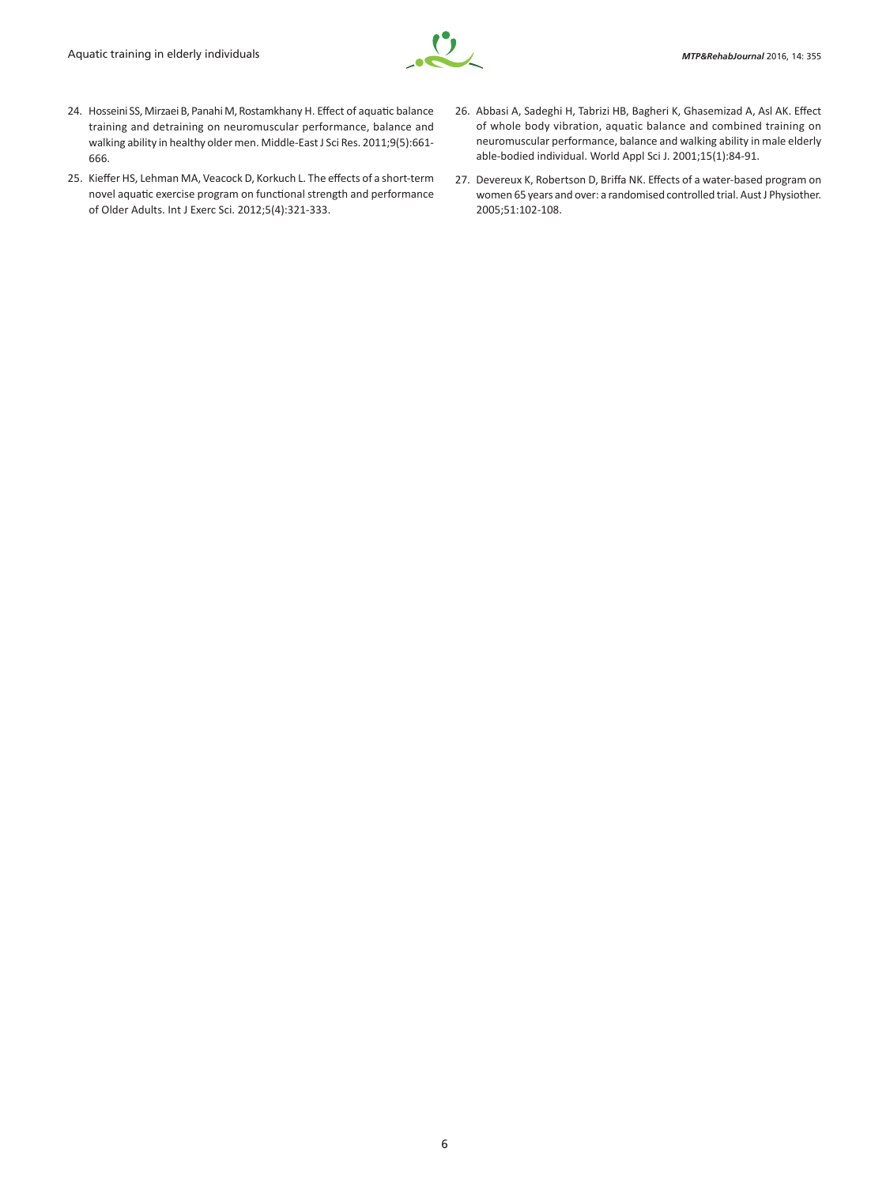24. Hosseini SS, Mirzaei B, Panahi M, Rostamkhany H. Effect of aquatic balance training and detraining on neuromuscular performance, balance and walking ability in healthy older men. Middle-East J Sci Res. 2011;9(5):661-666.
25. Kieffer HS, Lehman MA, Veacock D, Korkuch L. The effects of a short-term novel aquatic exercise program on functional strength and performance of Older Adults. Int J Exerc Sci. 2012;5(4):321-333.
26. Abbasi A, Sadeghi H, Tabrizi HB, Bagheri K, Ghasemizad A, Asl AK. Effect of whole body vibration, aquatic balance and combined training on neuromuscular performance, balance and walking ability in male elderly able-bodied individual. World Appl Sci J. 2001;15(1):84-91.
27. Devereux K, Robertson D, Briffa NK. Effects of a water-based program on women 65 years and over: a randomised controlled trial. Aust J Physiother. 2005;51:102-108.